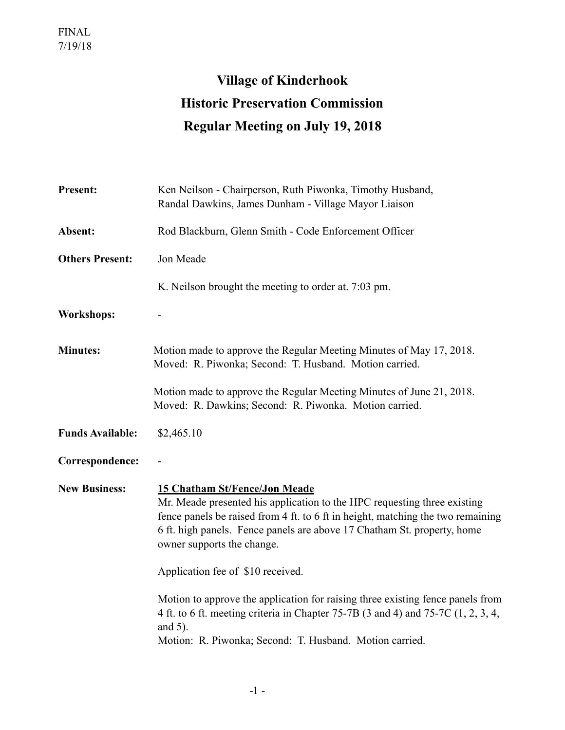FINAL
7/19/18

# Village of Kinderhook
# Historic Preservation Commission
# Regular Meeting on July 19, 2018

**Present:** Ken Neilson - Chairperson, Ruth Piwonka, Timothy Husband, Randal Dawkins, James Dunham - Village Mayor Liaison

**Absent:** Rod Blackburn, Glenn Smith - Code Enforcement Officer

**Others Present:** Jon Meade

K. Neilson brought the meeting to order at. 7:03 pm.

**Workshops:** -

**Minutes:** Motion made to approve the Regular Meeting Minutes of May 17, 2018. Moved: R. Piwonka; Second: T. Husband. Motion carried.

Motion made to approve the Regular Meeting Minutes of June 21, 2018. Moved: R. Dawkins; Second: R. Piwonka. Motion carried.

**Funds Available:** $2,465.10

**Correspondence:** -

**New Business:** **15 Chatham St/Fence/Jon Meade**

Mr. Meade presented his application to the HPC requesting three existing fence panels be raised from 4 ft. to 6 ft in height, matching the two remaining 6 ft. high panels. Fence panels are above 17 Chatham St. property, home owner supports the change.

Application fee of $10 received.

Motion to approve the application for raising three existing fence panels from 4 ft. to 6 ft. meeting criteria in Chapter 75-7B (3 and 4) and 75-7C (1, 2, 3, 4, and 5).
Motion: R. Piwonka; Second: T. Husband. Motion carried.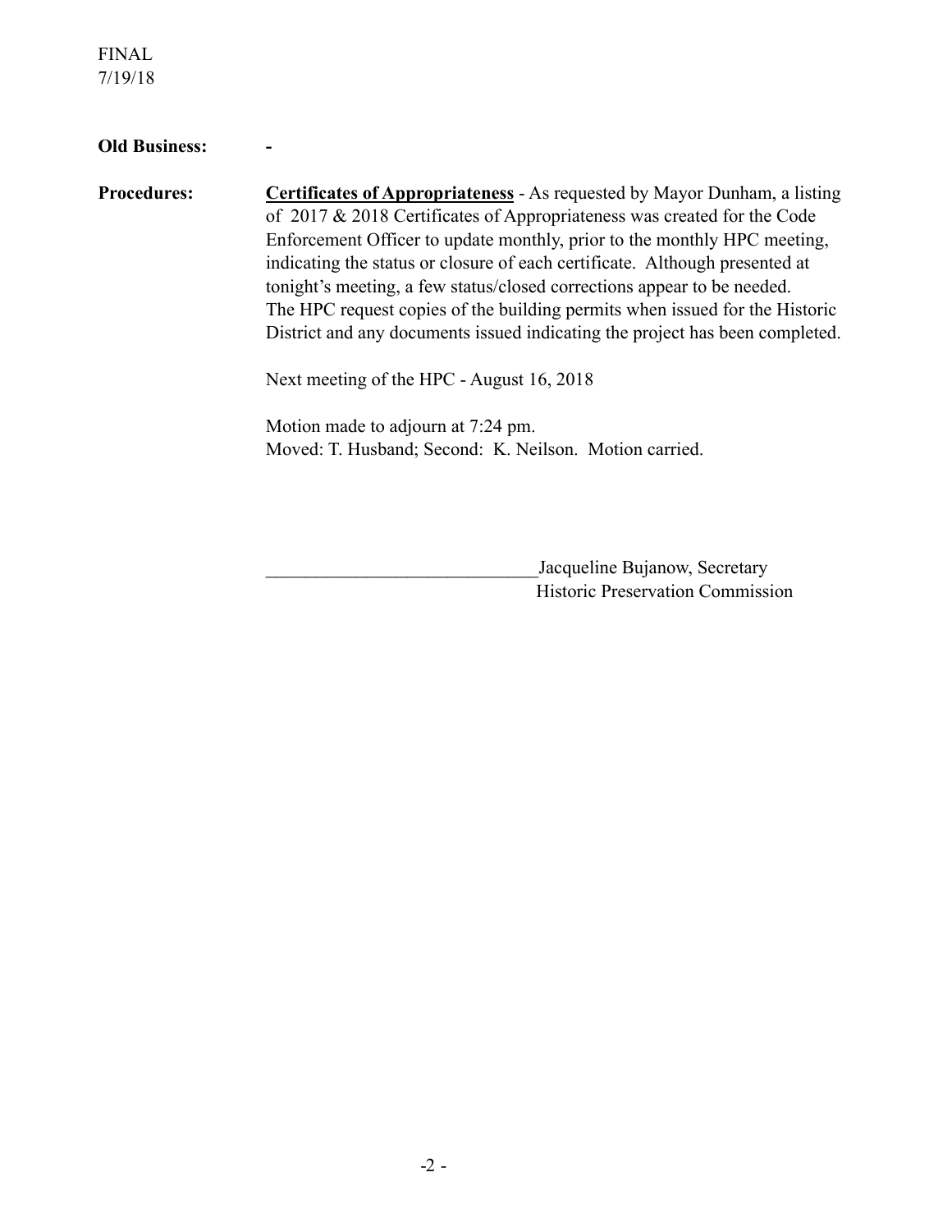FINAL
7/19/18

**Old Business:** -

**Procedures:** **<u>Certificates of Appropriateness</u>** - As requested by Mayor Dunham, a listing of 2017 & 2018 Certificates of Appropriateness was created for the Code Enforcement Officer to update monthly, prior to the monthly HPC meeting, indicating the status or closure of each certificate. Although presented at tonight's meeting, a few status/closed corrections appear to be needed. The HPC request copies of the building permits when issued for the Historic District and any documents issued indicating the project has been completed.

Next meeting of the HPC - August 16, 2018

Motion made to adjourn at 7:24 pm.
Moved: T. Husband; Second: K. Neilson. Motion carried.

_____________________________Jacqueline Bujanow, Secretary
Historic Preservation Commission